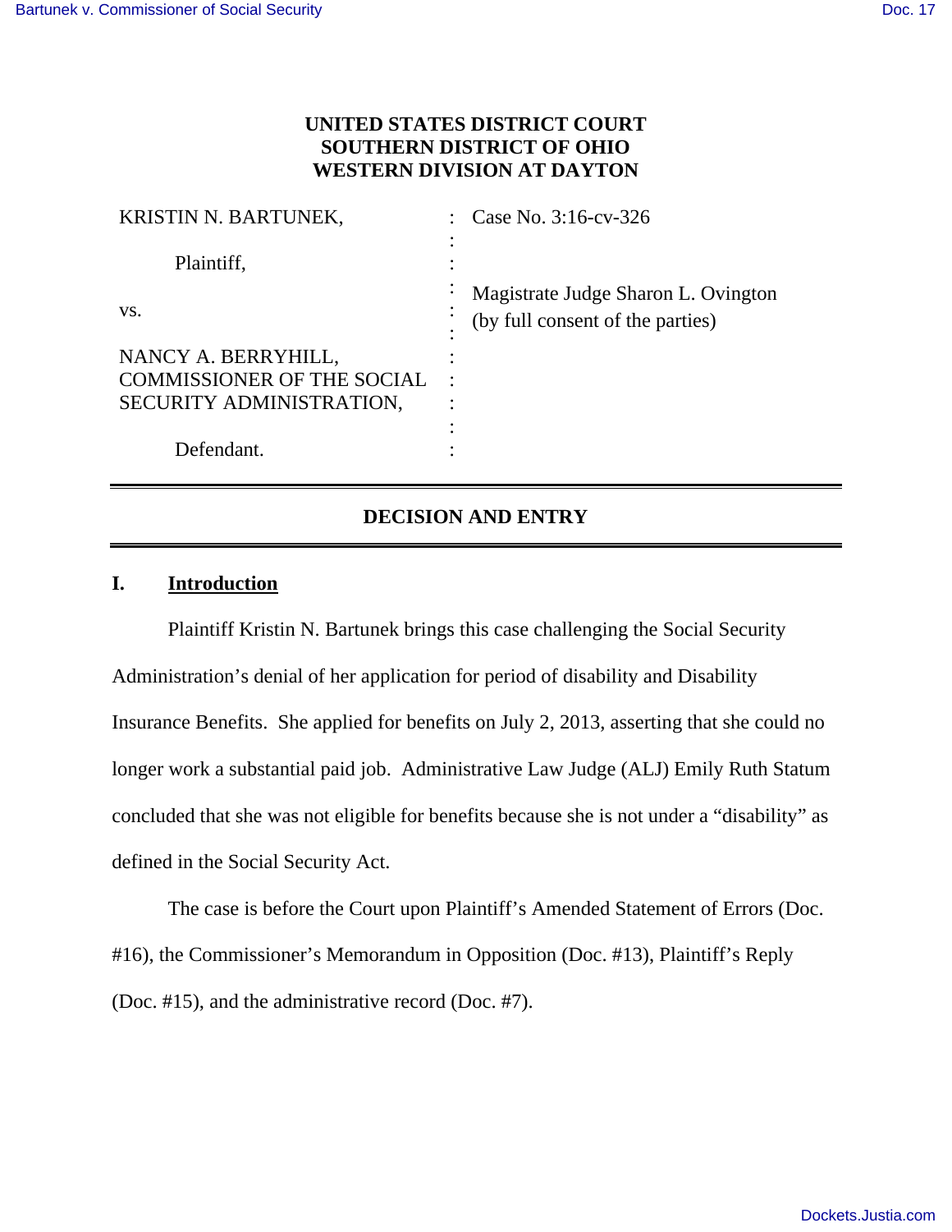**UNITED STATES DISTRICT COURT**
**SOUTHERN DISTRICT OF OHIO**
**WESTERN DIVISION AT DAYTON**

| | | |
|---|---|---|
| KRISTIN N. BARTUNEK,<br><br>Plaintiff,<br><br>vs.<br><br>NANCY A. BERRYHILL,<br>COMMISSIONER OF THE SOCIAL<br>SECURITY ADMINISTRATION,<br><br>Defendant. | : | Case No. 3:16-cv-326<br><br>Magistrate Judge Sharon L. Ovington<br>(by full consent of the parties) |

---

## DECISION AND ENTRY

---

## I. Introduction

Plaintiff Kristin N. Bartunek brings this case challenging the Social Security Administration's denial of her application for period of disability and Disability Insurance Benefits. She applied for benefits on July 2, 2013, asserting that she could no longer work a substantial paid job. Administrative Law Judge (ALJ) Emily Ruth Statum concluded that she was not eligible for benefits because she is not under a "disability" as defined in the Social Security Act.

The case is before the Court upon Plaintiff's Amended Statement of Errors (Doc. #16), the Commissioner's Memorandum in Opposition (Doc. #13), Plaintiff's Reply (Doc. #15), and the administrative record (Doc. #7).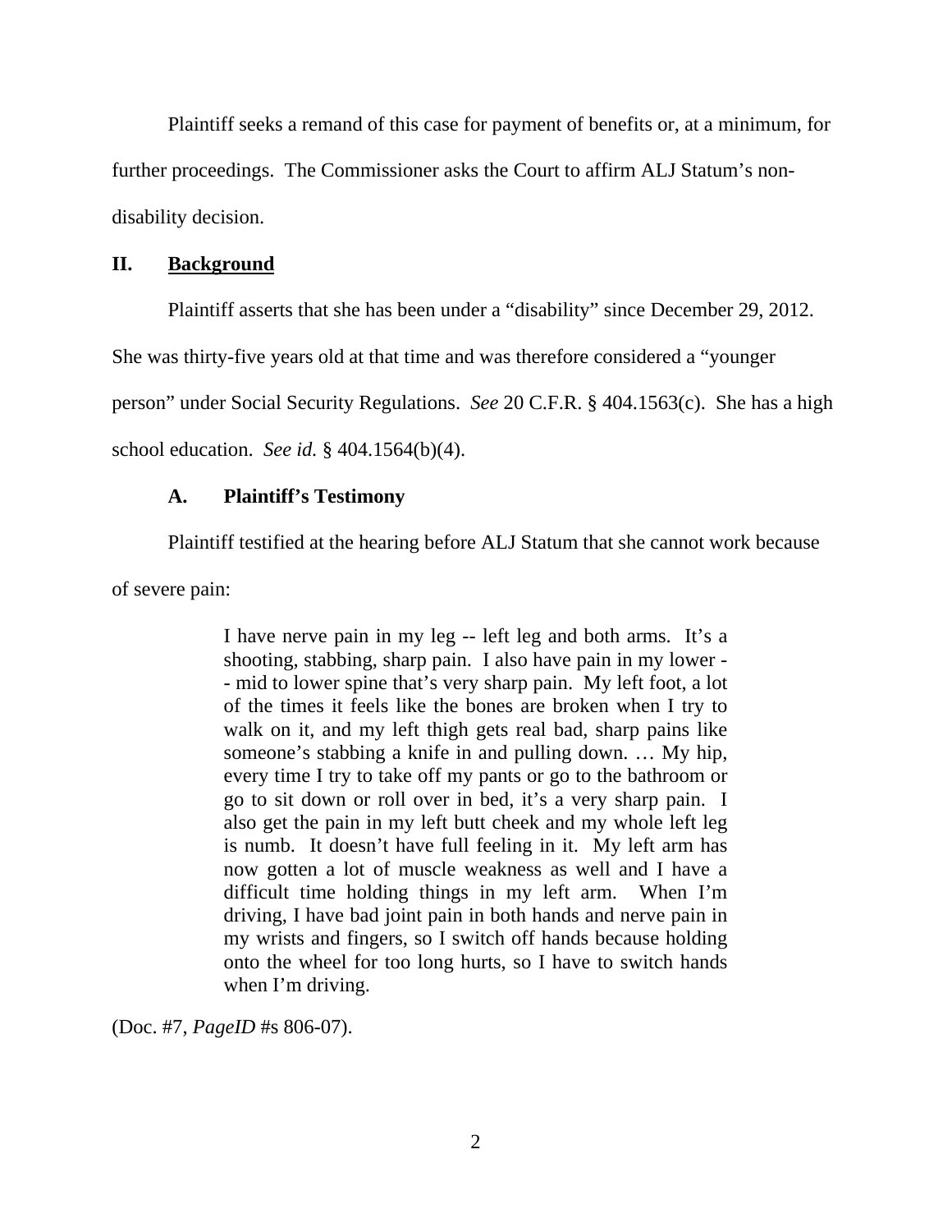Plaintiff seeks a remand of this case for payment of benefits or, at a minimum, for further proceedings. The Commissioner asks the Court to affirm ALJ Statum's non-disability decision.

## II. <u>Background</u>

Plaintiff asserts that she has been under a "disability" since December 29, 2012. She was thirty-five years old at that time and was therefore considered a "younger person" under Social Security Regulations. *See* 20 C.F.R. § 404.1563(c). She has a high school education. *See id.* § 404.1564(b)(4).

### A. Plaintiff's Testimony

Plaintiff testified at the hearing before ALJ Statum that she cannot work because of severe pain:

> I have nerve pain in my leg -- left leg and both arms. It's a shooting, stabbing, sharp pain. I also have pain in my lower -- mid to lower spine that's very sharp pain. My left foot, a lot of the times it feels like the bones are broken when I try to walk on it, and my left thigh gets real bad, sharp pains like someone's stabbing a knife in and pulling down. … My hip, every time I try to take off my pants or go to the bathroom or go to sit down or roll over in bed, it's a very sharp pain. I also get the pain in my left butt cheek and my whole left leg is numb. It doesn't have full feeling in it. My left arm has now gotten a lot of muscle weakness as well and I have a difficult time holding things in my left arm. When I'm driving, I have bad joint pain in both hands and nerve pain in my wrists and fingers, so I switch off hands because holding onto the wheel for too long hurts, so I have to switch hands when I'm driving.

(Doc. #7, *PageID* #s 806-07).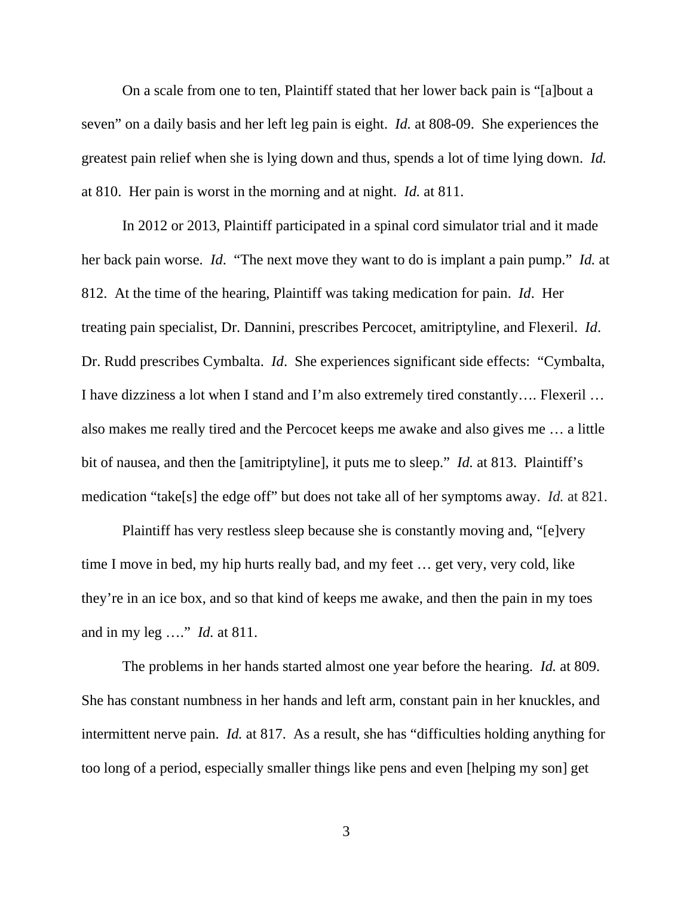On a scale from one to ten, Plaintiff stated that her lower back pain is "[a]bout a seven" on a daily basis and her left leg pain is eight. *Id.* at 808-09. She experiences the greatest pain relief when she is lying down and thus, spends a lot of time lying down. *Id.* at 810. Her pain is worst in the morning and at night. *Id.* at 811.

In 2012 or 2013, Plaintiff participated in a spinal cord simulator trial and it made her back pain worse. *Id*. "The next move they want to do is implant a pain pump." *Id.* at 812. At the time of the hearing, Plaintiff was taking medication for pain. *Id*. Her treating pain specialist, Dr. Dannini, prescribes Percocet, amitriptyline, and Flexeril. *Id*. Dr. Rudd prescribes Cymbalta. *Id*. She experiences significant side effects: "Cymbalta, I have dizziness a lot when I stand and I'm also extremely tired constantly…. Flexeril … also makes me really tired and the Percocet keeps me awake and also gives me … a little bit of nausea, and then the [amitriptyline], it puts me to sleep." *Id.* at 813. Plaintiff's medication "take[s] the edge off" but does not take all of her symptoms away. *Id.* at 821.

Plaintiff has very restless sleep because she is constantly moving and, "[e]very time I move in bed, my hip hurts really bad, and my feet … get very, very cold, like they're in an ice box, and so that kind of keeps me awake, and then the pain in my toes and in my leg …." *Id.* at 811.

The problems in her hands started almost one year before the hearing. *Id.* at 809. She has constant numbness in her hands and left arm, constant pain in her knuckles, and intermittent nerve pain. *Id.* at 817. As a result, she has "difficulties holding anything for too long of a period, especially smaller things like pens and even [helping my son] get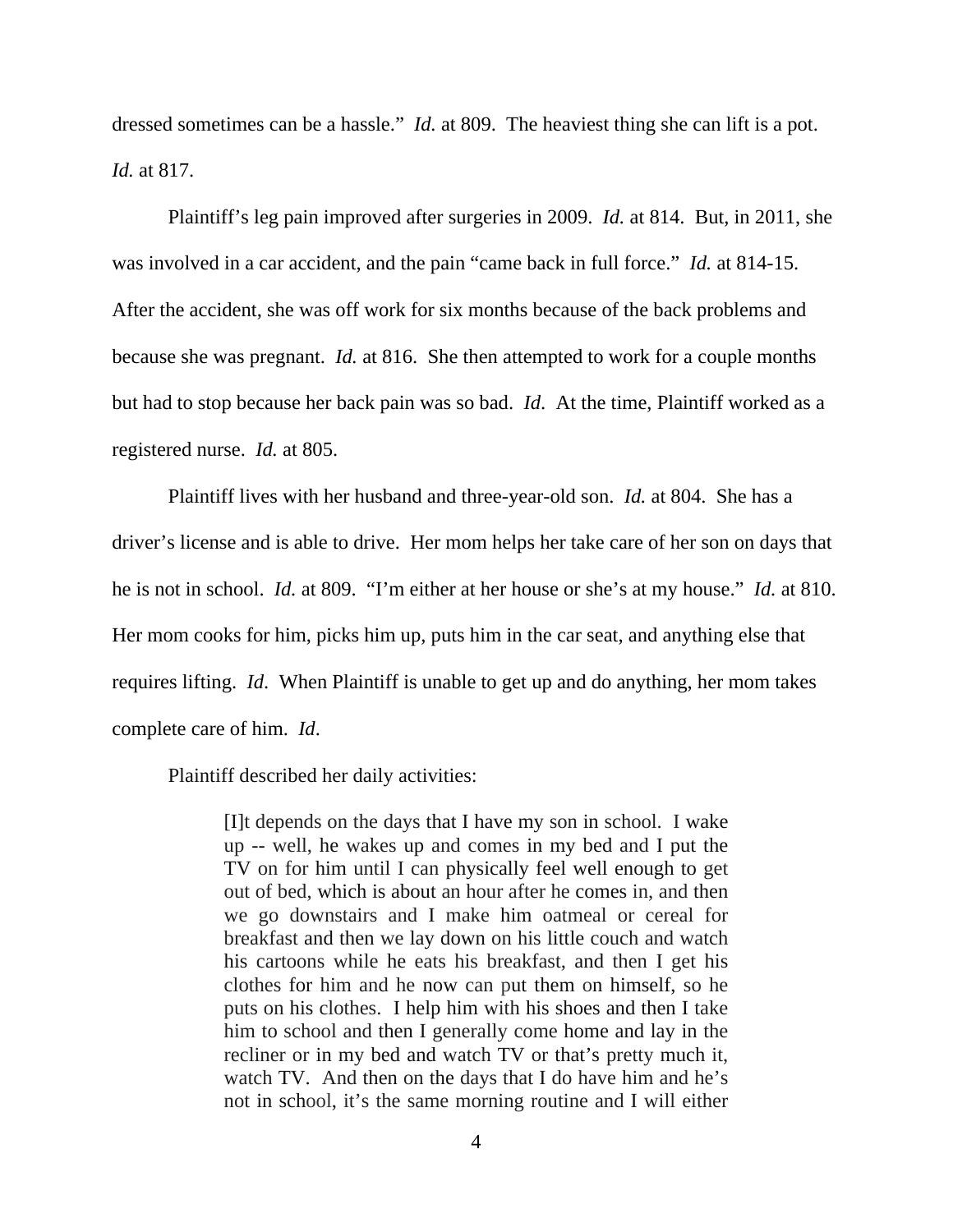dressed sometimes can be a hassle." *Id.* at 809. The heaviest thing she can lift is a pot. *Id.* at 817.

Plaintiff's leg pain improved after surgeries in 2009. *Id.* at 814. But, in 2011, she was involved in a car accident, and the pain "came back in full force." *Id.* at 814-15. After the accident, she was off work for six months because of the back problems and because she was pregnant. *Id.* at 816. She then attempted to work for a couple months but had to stop because her back pain was so bad. *Id*. At the time, Plaintiff worked as a registered nurse. *Id.* at 805.

Plaintiff lives with her husband and three-year-old son. *Id.* at 804. She has a driver's license and is able to drive. Her mom helps her take care of her son on days that he is not in school. *Id.* at 809. "I'm either at her house or she's at my house." *Id.* at 810. Her mom cooks for him, picks him up, puts him in the car seat, and anything else that requires lifting. *Id*. When Plaintiff is unable to get up and do anything, her mom takes complete care of him. *Id*.

Plaintiff described her daily activities:

> [I]t depends on the days that I have my son in school. I wake up -- well, he wakes up and comes in my bed and I put the TV on for him until I can physically feel well enough to get out of bed, which is about an hour after he comes in, and then we go downstairs and I make him oatmeal or cereal for breakfast and then we lay down on his little couch and watch his cartoons while he eats his breakfast, and then I get his clothes for him and he now can put them on himself, so he puts on his clothes. I help him with his shoes and then I take him to school and then I generally come home and lay in the recliner or in my bed and watch TV or that's pretty much it, watch TV. And then on the days that I do have him and he's not in school, it's the same morning routine and I will either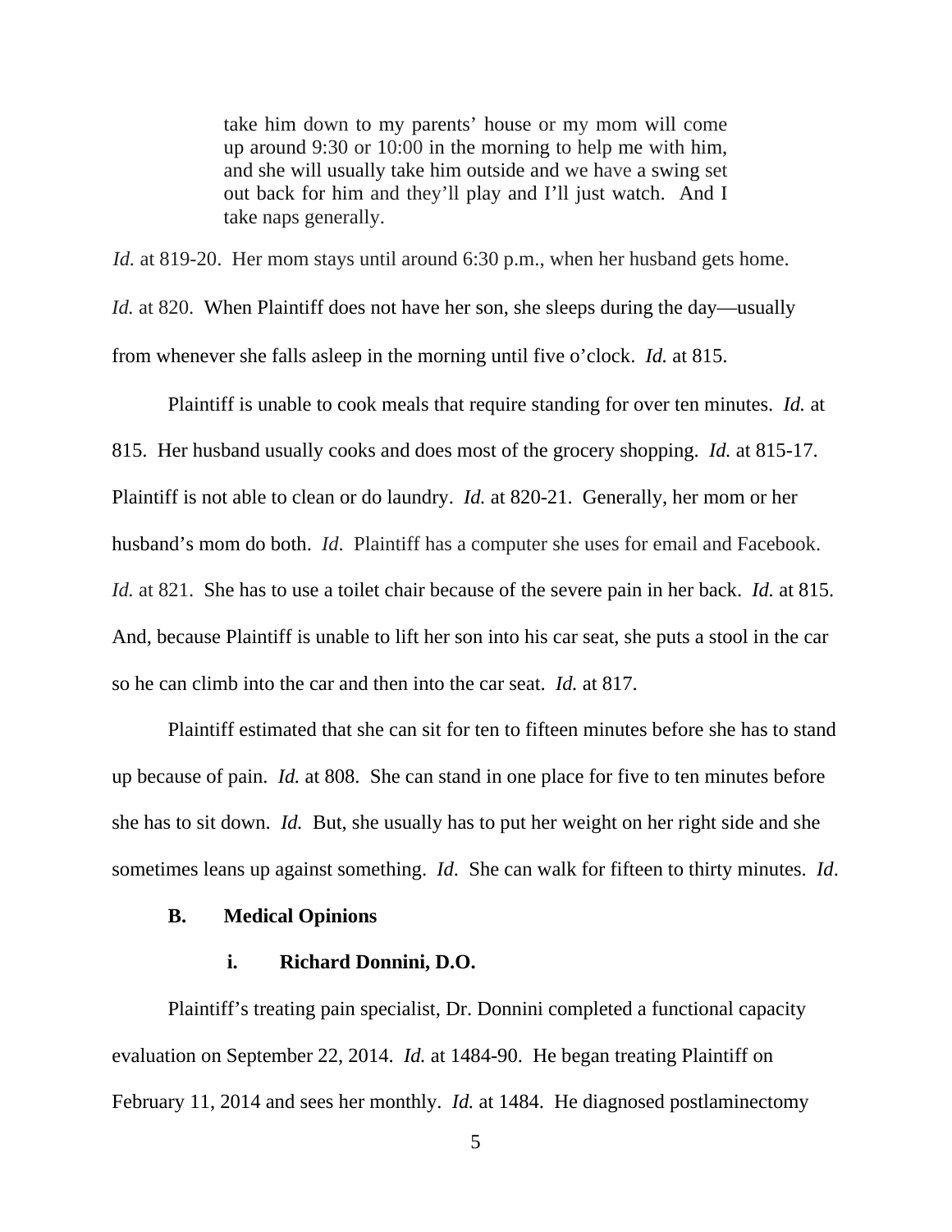> take him down to my parents' house or my mom will come up around 9:30 or 10:00 in the morning to help me with him, and she will usually take him outside and we have a swing set out back for him and they'll play and I'll just watch. And I take naps generally.

*Id.* at 819-20. Her mom stays until around 6:30 p.m., when her husband gets home. *Id.* at 820. When Plaintiff does not have her son, she sleeps during the day—usually from whenever she falls asleep in the morning until five o'clock. *Id.* at 815.

Plaintiff is unable to cook meals that require standing for over ten minutes. *Id.* at 815. Her husband usually cooks and does most of the grocery shopping. *Id.* at 815-17. Plaintiff is not able to clean or do laundry. *Id.* at 820-21. Generally, her mom or her husband's mom do both. *Id*. Plaintiff has a computer she uses for email and Facebook. *Id.* at 821. She has to use a toilet chair because of the severe pain in her back. *Id.* at 815. And, because Plaintiff is unable to lift her son into his car seat, she puts a stool in the car so he can climb into the car and then into the car seat. *Id.* at 817.

Plaintiff estimated that she can sit for ten to fifteen minutes before she has to stand up because of pain. *Id.* at 808. She can stand in one place for five to ten minutes before she has to sit down. *Id.* But, she usually has to put her weight on her right side and she sometimes leans up against something. *Id*. She can walk for fifteen to thirty minutes. *Id*.

### B. Medical Opinions

#### i. Richard Donnini, D.O.

Plaintiff's treating pain specialist, Dr. Donnini completed a functional capacity evaluation on September 22, 2014. *Id.* at 1484-90. He began treating Plaintiff on February 11, 2014 and sees her monthly. *Id.* at 1484. He diagnosed postlaminectomy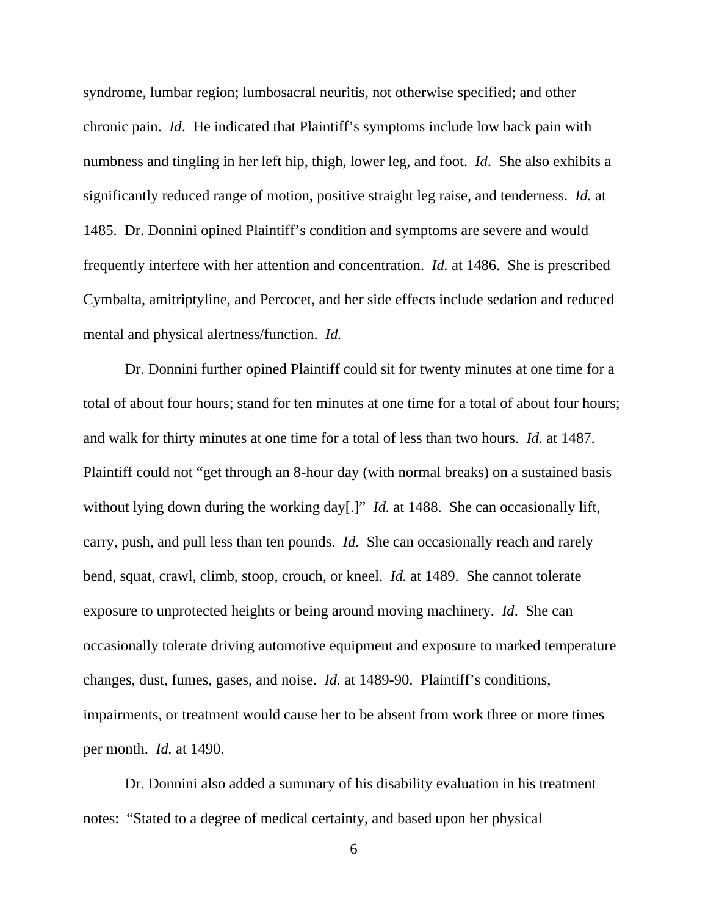syndrome, lumbar region; lumbosacral neuritis, not otherwise specified; and other chronic pain. *Id*. He indicated that Plaintiff's symptoms include low back pain with numbness and tingling in her left hip, thigh, lower leg, and foot. *Id*. She also exhibits a significantly reduced range of motion, positive straight leg raise, and tenderness. *Id.* at 1485. Dr. Donnini opined Plaintiff's condition and symptoms are severe and would frequently interfere with her attention and concentration. *Id.* at 1486. She is prescribed Cymbalta, amitriptyline, and Percocet, and her side effects include sedation and reduced mental and physical alertness/function. *Id.*

Dr. Donnini further opined Plaintiff could sit for twenty minutes at one time for a total of about four hours; stand for ten minutes at one time for a total of about four hours; and walk for thirty minutes at one time for a total of less than two hours. *Id.* at 1487. Plaintiff could not "get through an 8-hour day (with normal breaks) on a sustained basis without lying down during the working day[.]" *Id.* at 1488. She can occasionally lift, carry, push, and pull less than ten pounds. *Id*. She can occasionally reach and rarely bend, squat, crawl, climb, stoop, crouch, or kneel. *Id.* at 1489. She cannot tolerate exposure to unprotected heights or being around moving machinery. *Id*. She can occasionally tolerate driving automotive equipment and exposure to marked temperature changes, dust, fumes, gases, and noise. *Id.* at 1489-90. Plaintiff's conditions, impairments, or treatment would cause her to be absent from work three or more times per month. *Id.* at 1490.

Dr. Donnini also added a summary of his disability evaluation in his treatment notes: "Stated to a degree of medical certainty, and based upon her physical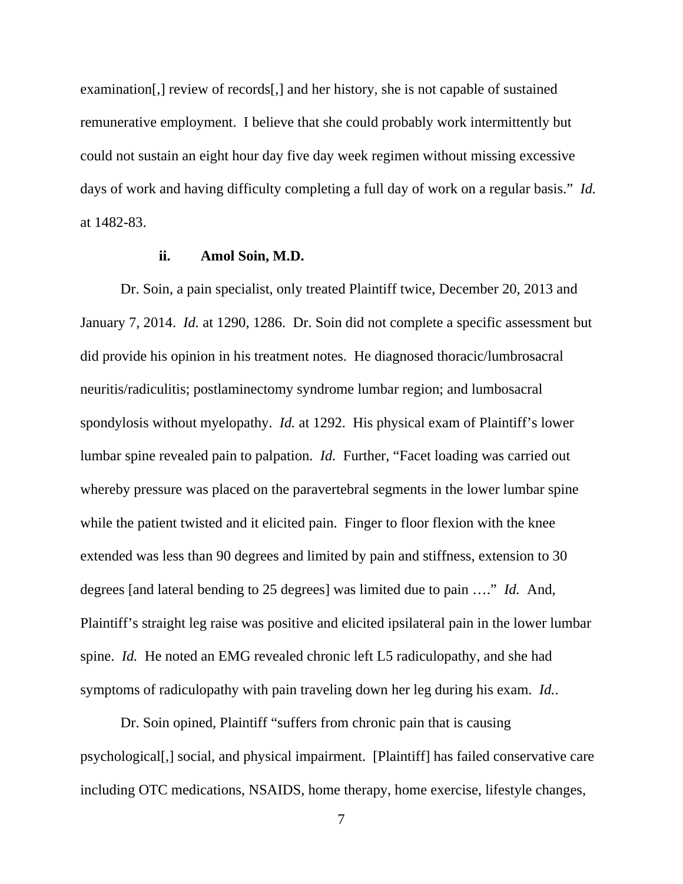examination[,] review of records[,] and her history, she is not capable of sustained remunerative employment. I believe that she could probably work intermittently but could not sustain an eight hour day five day week regimen without missing excessive days of work and having difficulty completing a full day of work on a regular basis." *Id.* at 1482-83.

### ii. Amol Soin, M.D.

Dr. Soin, a pain specialist, only treated Plaintiff twice, December 20, 2013 and January 7, 2014. *Id.* at 1290, 1286. Dr. Soin did not complete a specific assessment but did provide his opinion in his treatment notes. He diagnosed thoracic/lumbrosacral neuritis/radiculitis; postlaminectomy syndrome lumbar region; and lumbosacral spondylosis without myelopathy. *Id.* at 1292. His physical exam of Plaintiff's lower lumbar spine revealed pain to palpation. *Id.* Further, "Facet loading was carried out whereby pressure was placed on the paravertebral segments in the lower lumbar spine while the patient twisted and it elicited pain. Finger to floor flexion with the knee extended was less than 90 degrees and limited by pain and stiffness, extension to 30 degrees [and lateral bending to 25 degrees] was limited due to pain …." *Id.* And, Plaintiff's straight leg raise was positive and elicited ipsilateral pain in the lower lumbar spine. *Id.* He noted an EMG revealed chronic left L5 radiculopathy, and she had symptoms of radiculopathy with pain traveling down her leg during his exam. *Id.*.

Dr. Soin opined, Plaintiff "suffers from chronic pain that is causing psychological[,] social, and physical impairment. [Plaintiff] has failed conservative care including OTC medications, NSAIDS, home therapy, home exercise, lifestyle changes,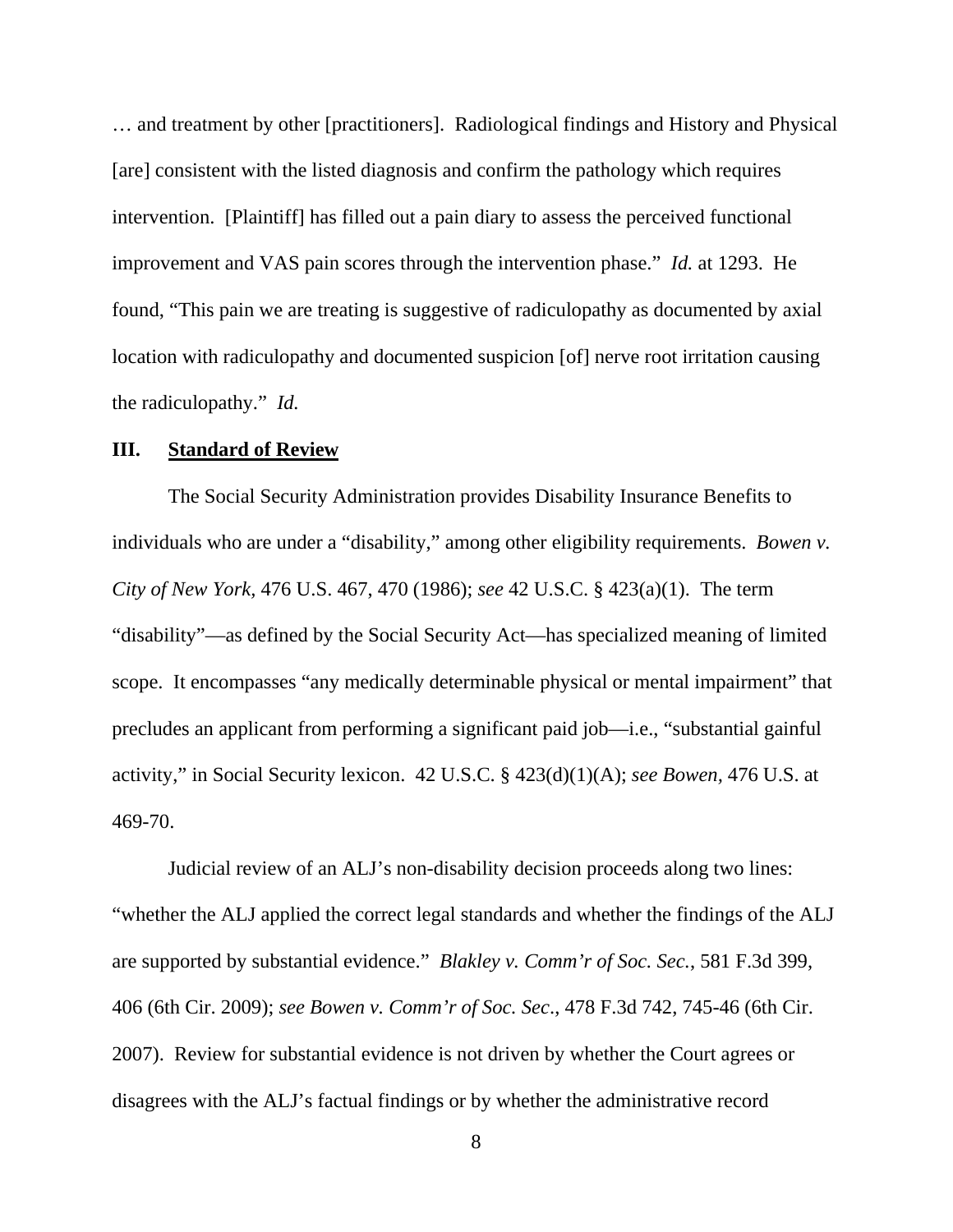… and treatment by other [practitioners]. Radiological findings and History and Physical [are] consistent with the listed diagnosis and confirm the pathology which requires intervention. [Plaintiff] has filled out a pain diary to assess the perceived functional improvement and VAS pain scores through the intervention phase." *Id.* at 1293. He found, "This pain we are treating is suggestive of radiculopathy as documented by axial location with radiculopathy and documented suspicion [of] nerve root irritation causing the radiculopathy." *Id.*

## III. Standard of Review

The Social Security Administration provides Disability Insurance Benefits to individuals who are under a "disability," among other eligibility requirements. *Bowen v. City of New York*, 476 U.S. 467, 470 (1986); *see* 42 U.S.C. § 423(a)(1). The term "disability"—as defined by the Social Security Act—has specialized meaning of limited scope. It encompasses "any medically determinable physical or mental impairment" that precludes an applicant from performing a significant paid job—i.e., "substantial gainful activity," in Social Security lexicon. 42 U.S.C. § 423(d)(1)(A); *see Bowen*, 476 U.S. at 469-70.

Judicial review of an ALJ's non-disability decision proceeds along two lines: "whether the ALJ applied the correct legal standards and whether the findings of the ALJ are supported by substantial evidence." *Blakley v. Comm'r of Soc. Sec.*, 581 F.3d 399, 406 (6th Cir. 2009); *see Bowen v. Comm'r of Soc. Sec*., 478 F.3d 742, 745-46 (6th Cir. 2007). Review for substantial evidence is not driven by whether the Court agrees or disagrees with the ALJ's factual findings or by whether the administrative record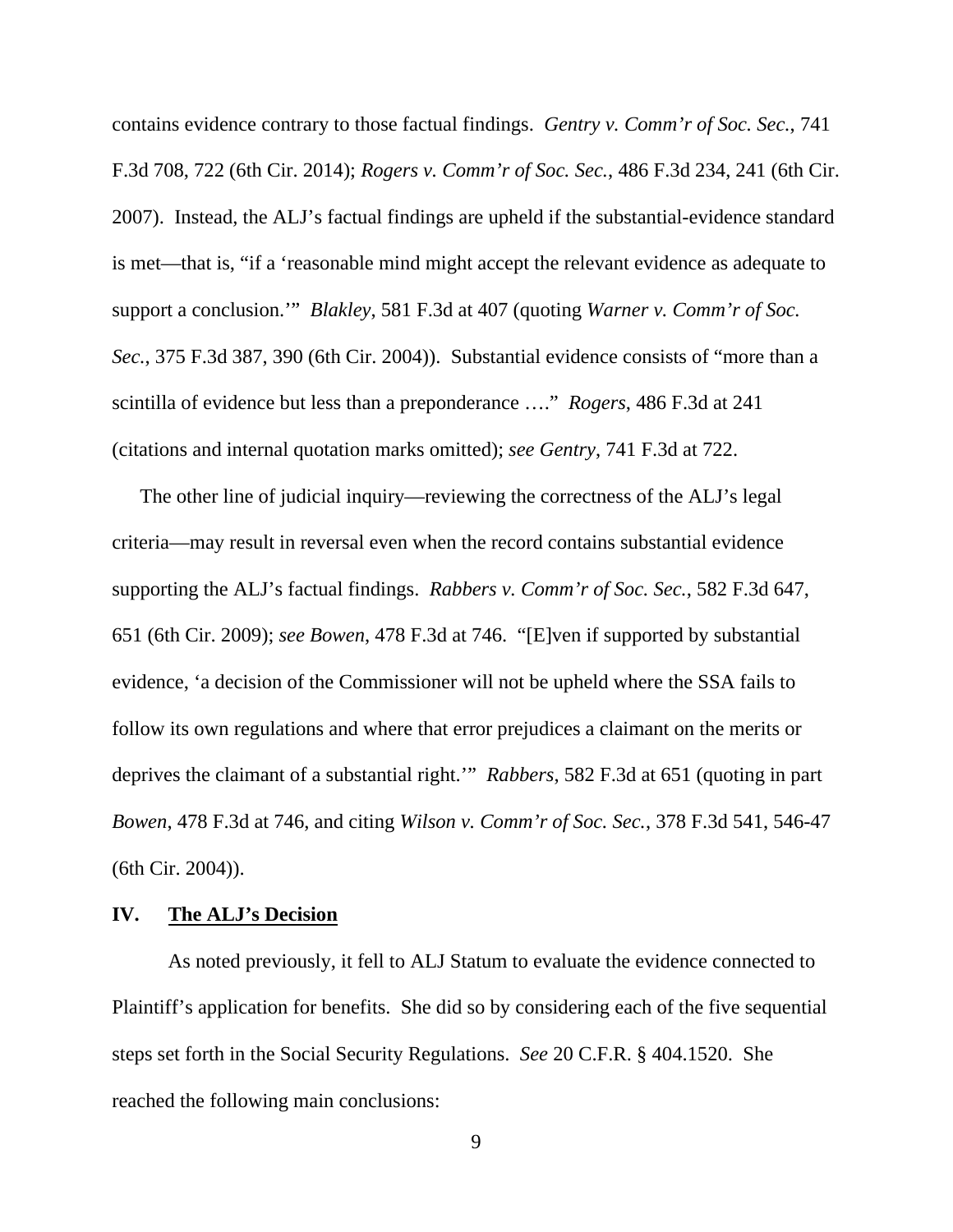contains evidence contrary to those factual findings. *Gentry v. Comm'r of Soc. Sec.*, 741 F.3d 708, 722 (6th Cir. 2014); *Rogers v. Comm'r of Soc. Sec.*, 486 F.3d 234, 241 (6th Cir. 2007). Instead, the ALJ's factual findings are upheld if the substantial-evidence standard is met—that is, "if a 'reasonable mind might accept the relevant evidence as adequate to support a conclusion.'" *Blakley*, 581 F.3d at 407 (quoting *Warner v. Comm'r of Soc. Sec.*, 375 F.3d 387, 390 (6th Cir. 2004)). Substantial evidence consists of "more than a scintilla of evidence but less than a preponderance …." *Rogers*, 486 F.3d at 241 (citations and internal quotation marks omitted); *see Gentry*, 741 F.3d at 722.

The other line of judicial inquiry—reviewing the correctness of the ALJ's legal criteria—may result in reversal even when the record contains substantial evidence supporting the ALJ's factual findings. *Rabbers v. Comm'r of Soc. Sec.*, 582 F.3d 647, 651 (6th Cir. 2009); *see Bowen*, 478 F.3d at 746. "[E]ven if supported by substantial evidence, 'a decision of the Commissioner will not be upheld where the SSA fails to follow its own regulations and where that error prejudices a claimant on the merits or deprives the claimant of a substantial right.'" *Rabbers*, 582 F.3d at 651 (quoting in part *Bowen*, 478 F.3d at 746, and citing *Wilson v. Comm'r of Soc. Sec.*, 378 F.3d 541, 546-47 (6th Cir. 2004)).

## IV. The ALJ's Decision

As noted previously, it fell to ALJ Statum to evaluate the evidence connected to Plaintiff's application for benefits. She did so by considering each of the five sequential steps set forth in the Social Security Regulations. *See* 20 C.F.R. § 404.1520. She reached the following main conclusions: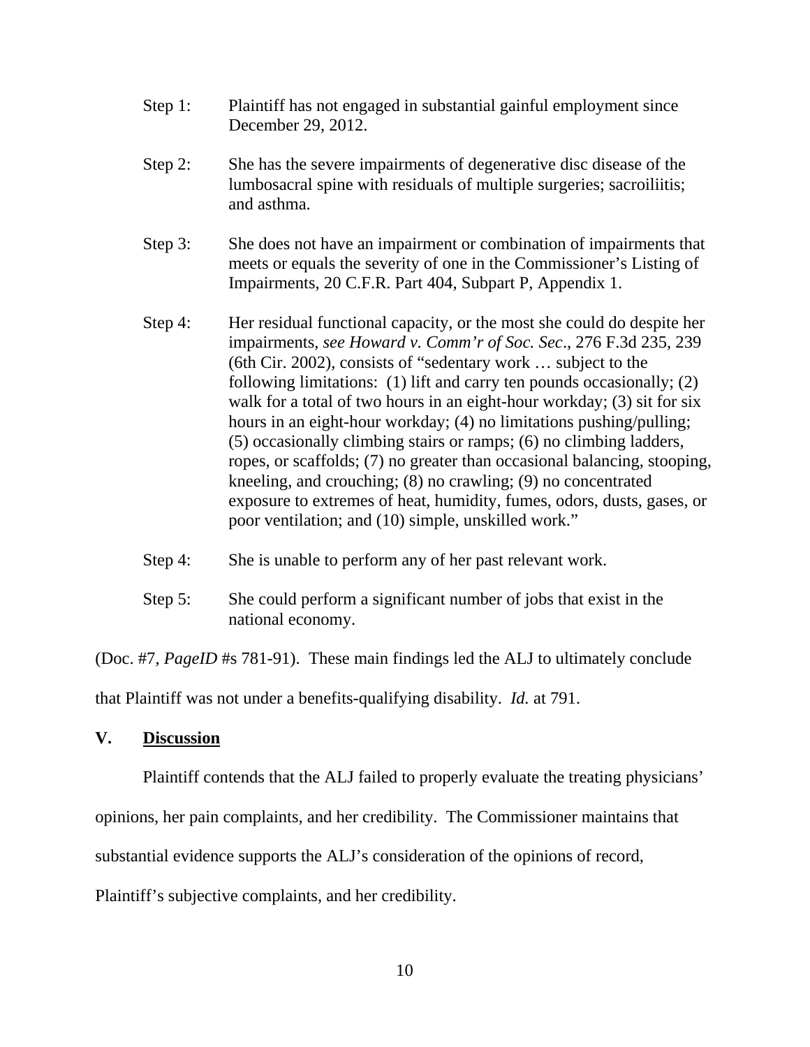Step 1: Plaintiff has not engaged in substantial gainful employment since December 29, 2012.

Step 2: She has the severe impairments of degenerative disc disease of the lumbosacral spine with residuals of multiple surgeries; sacroiliitis; and asthma.

Step 3: She does not have an impairment or combination of impairments that meets or equals the severity of one in the Commissioner's Listing of Impairments, 20 C.F.R. Part 404, Subpart P, Appendix 1.

Step 4: Her residual functional capacity, or the most she could do despite her impairments, *see Howard v. Comm'r of Soc. Sec*., 276 F.3d 235, 239 (6th Cir. 2002), consists of "sedentary work … subject to the following limitations: (1) lift and carry ten pounds occasionally; (2) walk for a total of two hours in an eight-hour workday; (3) sit for six hours in an eight-hour workday; (4) no limitations pushing/pulling; (5) occasionally climbing stairs or ramps; (6) no climbing ladders, ropes, or scaffolds; (7) no greater than occasional balancing, stooping, kneeling, and crouching; (8) no crawling; (9) no concentrated exposure to extremes of heat, humidity, fumes, odors, dusts, gases, or poor ventilation; and (10) simple, unskilled work."

Step 4: She is unable to perform any of her past relevant work.

Step 5: She could perform a significant number of jobs that exist in the national economy.

(Doc. #7, *PageID* #s 781-91). These main findings led the ALJ to ultimately conclude that Plaintiff was not under a benefits-qualifying disability. *Id.* at 791.

## V. Discussion

Plaintiff contends that the ALJ failed to properly evaluate the treating physicians' opinions, her pain complaints, and her credibility. The Commissioner maintains that substantial evidence supports the ALJ's consideration of the opinions of record, Plaintiff's subjective complaints, and her credibility.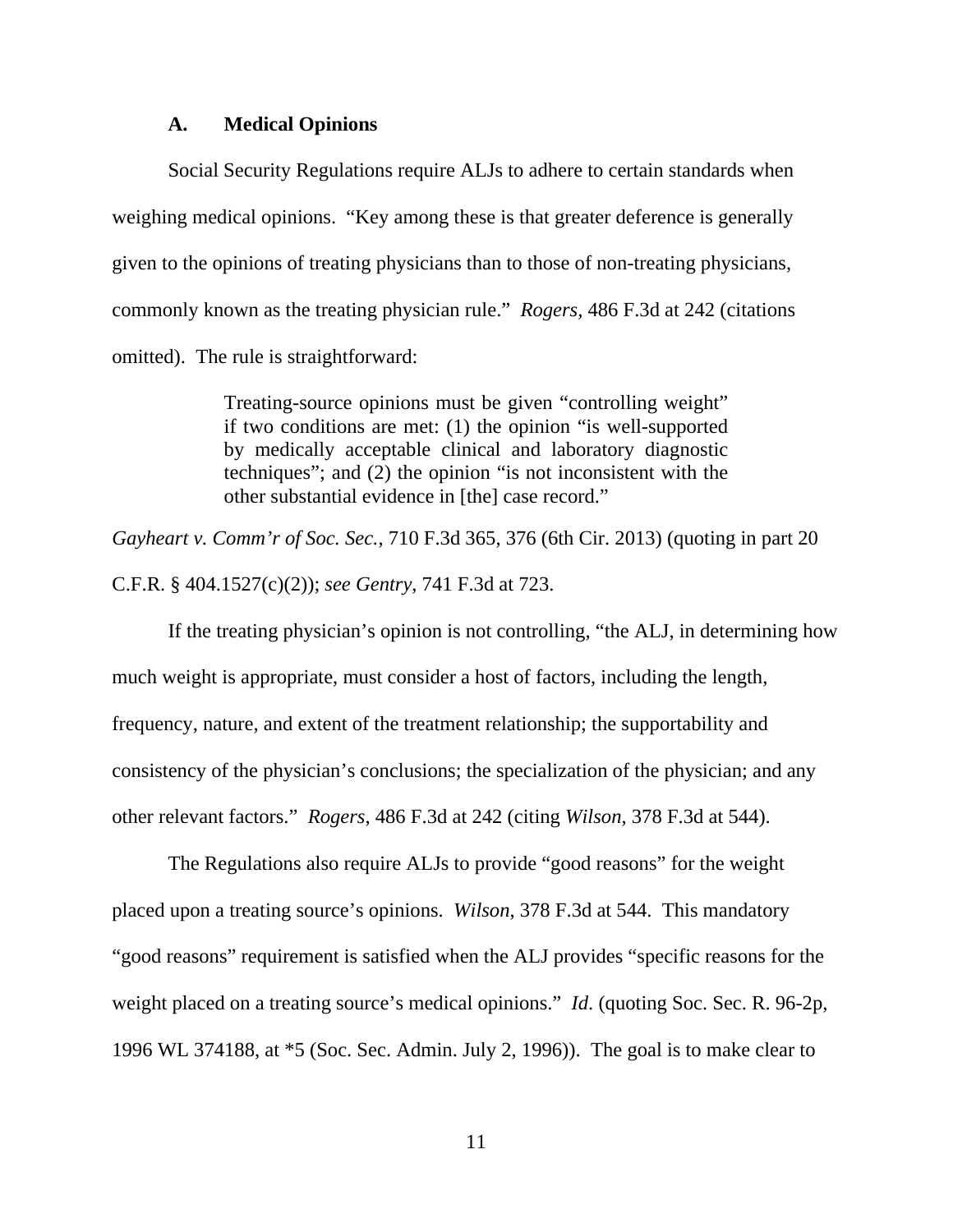### A. Medical Opinions

Social Security Regulations require ALJs to adhere to certain standards when weighing medical opinions. "Key among these is that greater deference is generally given to the opinions of treating physicians than to those of non-treating physicians, commonly known as the treating physician rule." *Rogers*, 486 F.3d at 242 (citations omitted). The rule is straightforward:

> Treating-source opinions must be given "controlling weight" if two conditions are met: (1) the opinion "is well-supported by medically acceptable clinical and laboratory diagnostic techniques"; and (2) the opinion "is not inconsistent with the other substantial evidence in [the] case record."

*Gayheart v. Comm'r of Soc. Sec.*, 710 F.3d 365, 376 (6th Cir. 2013) (quoting in part 20 C.F.R. § 404.1527(c)(2)); *see Gentry*, 741 F.3d at 723.

If the treating physician's opinion is not controlling, "the ALJ, in determining how much weight is appropriate, must consider a host of factors, including the length, frequency, nature, and extent of the treatment relationship; the supportability and consistency of the physician's conclusions; the specialization of the physician; and any other relevant factors." *Rogers*, 486 F.3d at 242 (citing *Wilson*, 378 F.3d at 544).

The Regulations also require ALJs to provide "good reasons" for the weight placed upon a treating source's opinions. *Wilson*, 378 F.3d at 544. This mandatory "good reasons" requirement is satisfied when the ALJ provides "specific reasons for the weight placed on a treating source's medical opinions." *Id.* (quoting Soc. Sec. R. 96-2p, 1996 WL 374188, at *5 (Soc. Sec. Admin. July 2, 1996)). The goal is to make clear to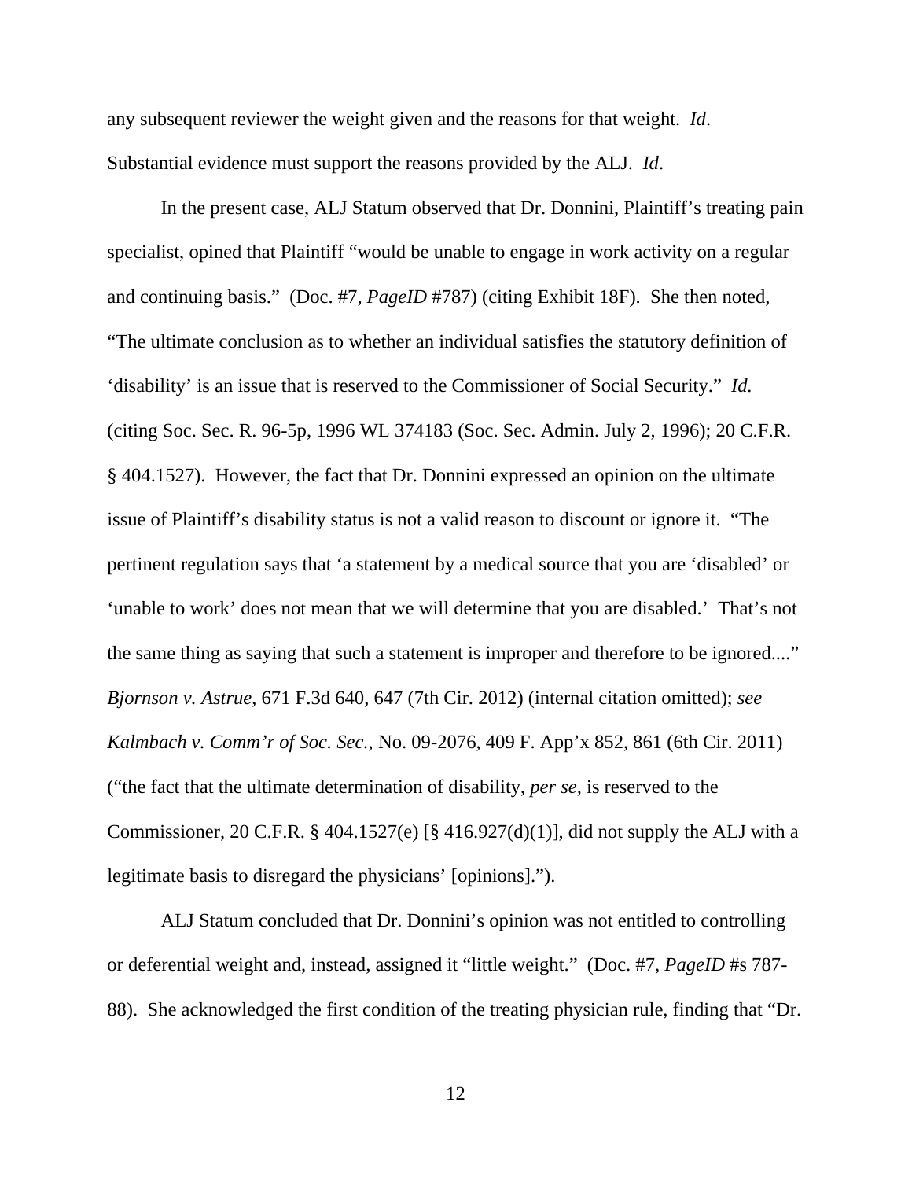any subsequent reviewer the weight given and the reasons for that weight. *Id*. Substantial evidence must support the reasons provided by the ALJ. *Id*.

In the present case, ALJ Statum observed that Dr. Donnini, Plaintiff's treating pain specialist, opined that Plaintiff "would be unable to engage in work activity on a regular and continuing basis." (Doc. #7, *PageID* #787) (citing Exhibit 18F). She then noted, "The ultimate conclusion as to whether an individual satisfies the statutory definition of 'disability' is an issue that is reserved to the Commissioner of Social Security." *Id.* (citing Soc. Sec. R. 96-5p, 1996 WL 374183 (Soc. Sec. Admin. July 2, 1996); 20 C.F.R. § 404.1527). However, the fact that Dr. Donnini expressed an opinion on the ultimate issue of Plaintiff's disability status is not a valid reason to discount or ignore it. "The pertinent regulation says that 'a statement by a medical source that you are 'disabled' or 'unable to work' does not mean that we will determine that you are disabled.' That's not the same thing as saying that such a statement is improper and therefore to be ignored...." *Bjornson v. Astrue*, 671 F.3d 640, 647 (7th Cir. 2012) (internal citation omitted); *see Kalmbach v. Comm'r of Soc. Sec.*, No. 09-2076, 409 F. App'x 852, 861 (6th Cir. 2011) ("the fact that the ultimate determination of disability, *per se*, is reserved to the Commissioner, 20 C.F.R. § 404.1527(e) [§ 416.927(d)(1)], did not supply the ALJ with a legitimate basis to disregard the physicians' [opinions].").

ALJ Statum concluded that Dr. Donnini's opinion was not entitled to controlling or deferential weight and, instead, assigned it "little weight." (Doc. #7, *PageID* #s 787-88). She acknowledged the first condition of the treating physician rule, finding that "Dr.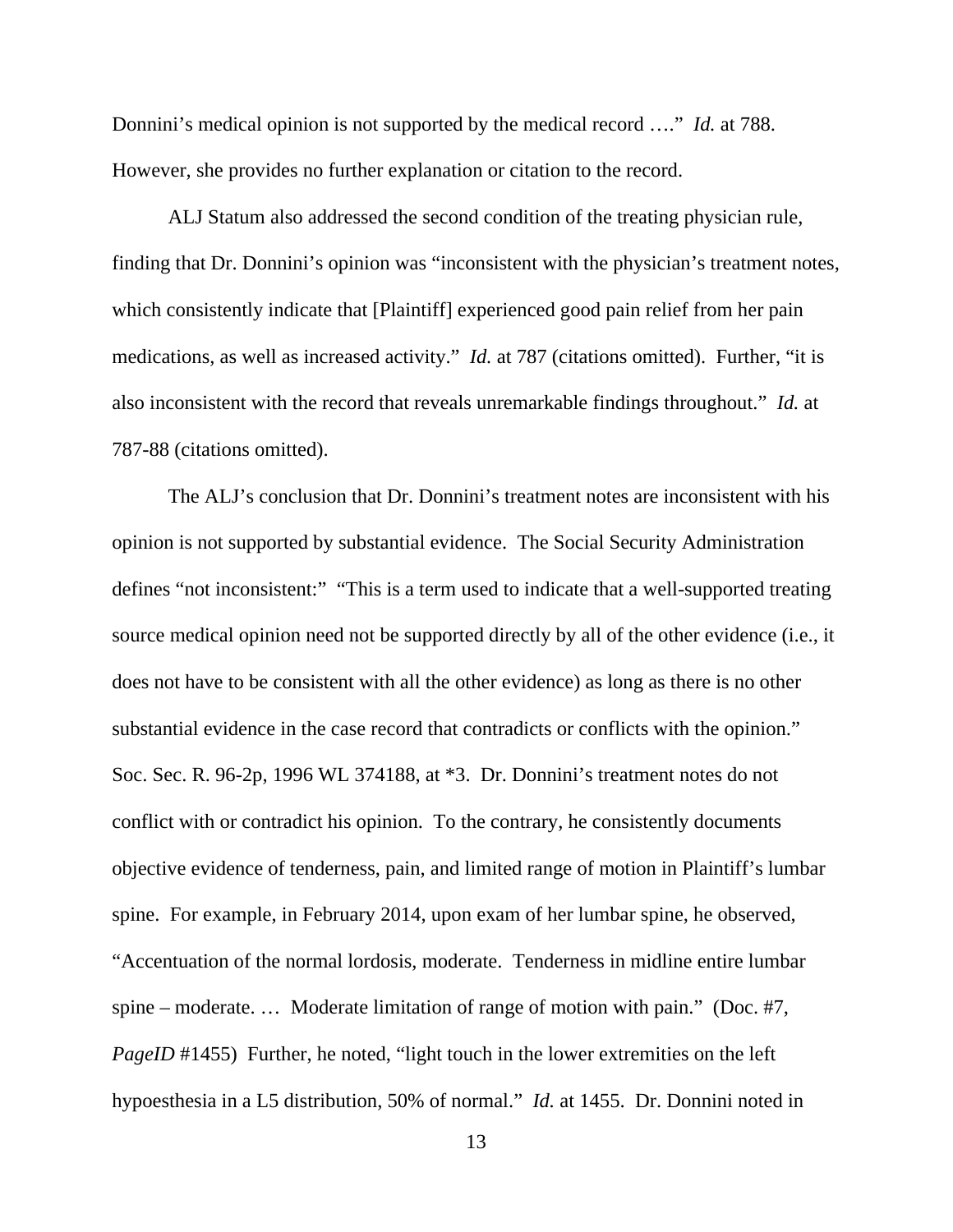Donnini's medical opinion is not supported by the medical record …." *Id.* at 788. However, she provides no further explanation or citation to the record.

ALJ Statum also addressed the second condition of the treating physician rule, finding that Dr. Donnini's opinion was "inconsistent with the physician's treatment notes, which consistently indicate that [Plaintiff] experienced good pain relief from her pain medications, as well as increased activity." *Id.* at 787 (citations omitted). Further, "it is also inconsistent with the record that reveals unremarkable findings throughout." *Id.* at 787-88 (citations omitted).

The ALJ's conclusion that Dr. Donnini's treatment notes are inconsistent with his opinion is not supported by substantial evidence. The Social Security Administration defines "not inconsistent:" "This is a term used to indicate that a well-supported treating source medical opinion need not be supported directly by all of the other evidence (i.e., it does not have to be consistent with all the other evidence) as long as there is no other substantial evidence in the case record that contradicts or conflicts with the opinion." Soc. Sec. R. 96-2p, 1996 WL 374188, at *3. Dr. Donnini's treatment notes do not conflict with or contradict his opinion. To the contrary, he consistently documents objective evidence of tenderness, pain, and limited range of motion in Plaintiff's lumbar spine. For example, in February 2014, upon exam of her lumbar spine, he observed, "Accentuation of the normal lordosis, moderate. Tenderness in midline entire lumbar spine – moderate. … Moderate limitation of range of motion with pain." (Doc. #7, *PageID* #1455) Further, he noted, "light touch in the lower extremities on the left hypoesthesia in a L5 distribution, 50% of normal." *Id.* at 1455. Dr. Donnini noted in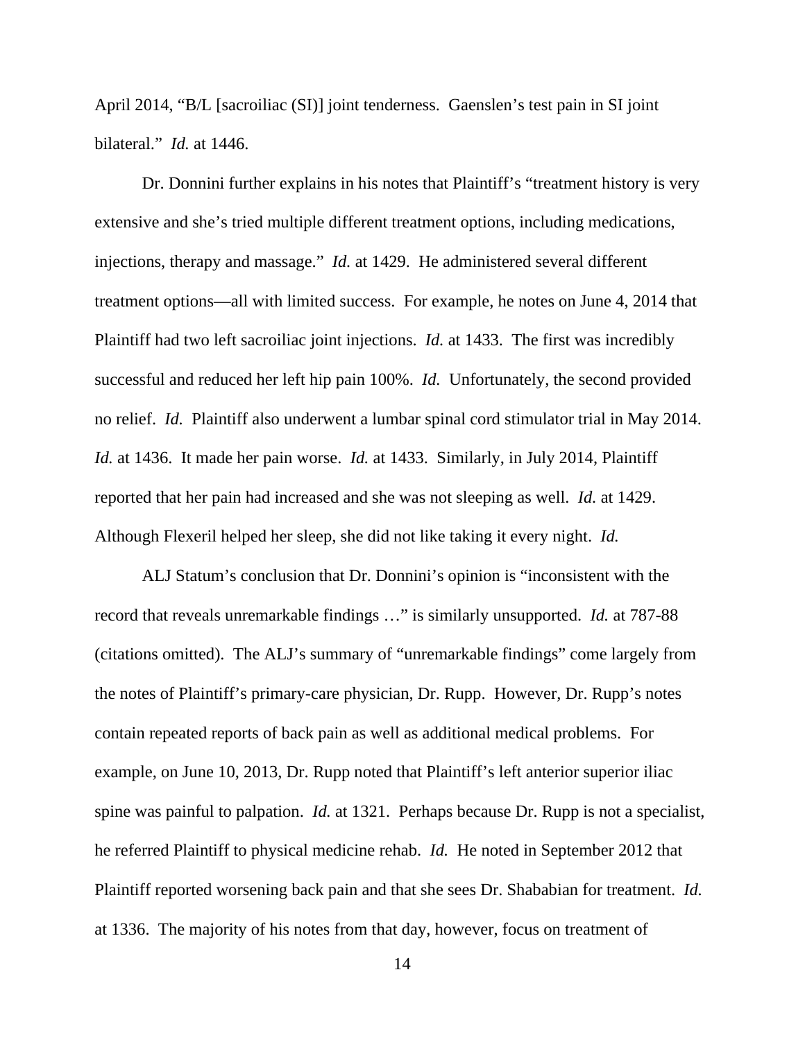April 2014, "B/L [sacroiliac (SI)] joint tenderness. Gaenslen's test pain in SI joint bilateral." *Id.* at 1446.

Dr. Donnini further explains in his notes that Plaintiff's "treatment history is very extensive and she's tried multiple different treatment options, including medications, injections, therapy and massage." *Id.* at 1429. He administered several different treatment options—all with limited success. For example, he notes on June 4, 2014 that Plaintiff had two left sacroiliac joint injections. *Id.* at 1433. The first was incredibly successful and reduced her left hip pain 100%. *Id.* Unfortunately, the second provided no relief. *Id.* Plaintiff also underwent a lumbar spinal cord stimulator trial in May 2014. *Id.* at 1436. It made her pain worse. *Id.* at 1433. Similarly, in July 2014, Plaintiff reported that her pain had increased and she was not sleeping as well. *Id.* at 1429. Although Flexeril helped her sleep, she did not like taking it every night. *Id.*

ALJ Statum's conclusion that Dr. Donnini's opinion is "inconsistent with the record that reveals unremarkable findings …" is similarly unsupported. *Id.* at 787-88 (citations omitted). The ALJ's summary of "unremarkable findings" come largely from the notes of Plaintiff's primary-care physician, Dr. Rupp. However, Dr. Rupp's notes contain repeated reports of back pain as well as additional medical problems. For example, on June 10, 2013, Dr. Rupp noted that Plaintiff's left anterior superior iliac spine was painful to palpation. *Id.* at 1321. Perhaps because Dr. Rupp is not a specialist, he referred Plaintiff to physical medicine rehab. *Id.* He noted in September 2012 that Plaintiff reported worsening back pain and that she sees Dr. Shababian for treatment. *Id.* at 1336. The majority of his notes from that day, however, focus on treatment of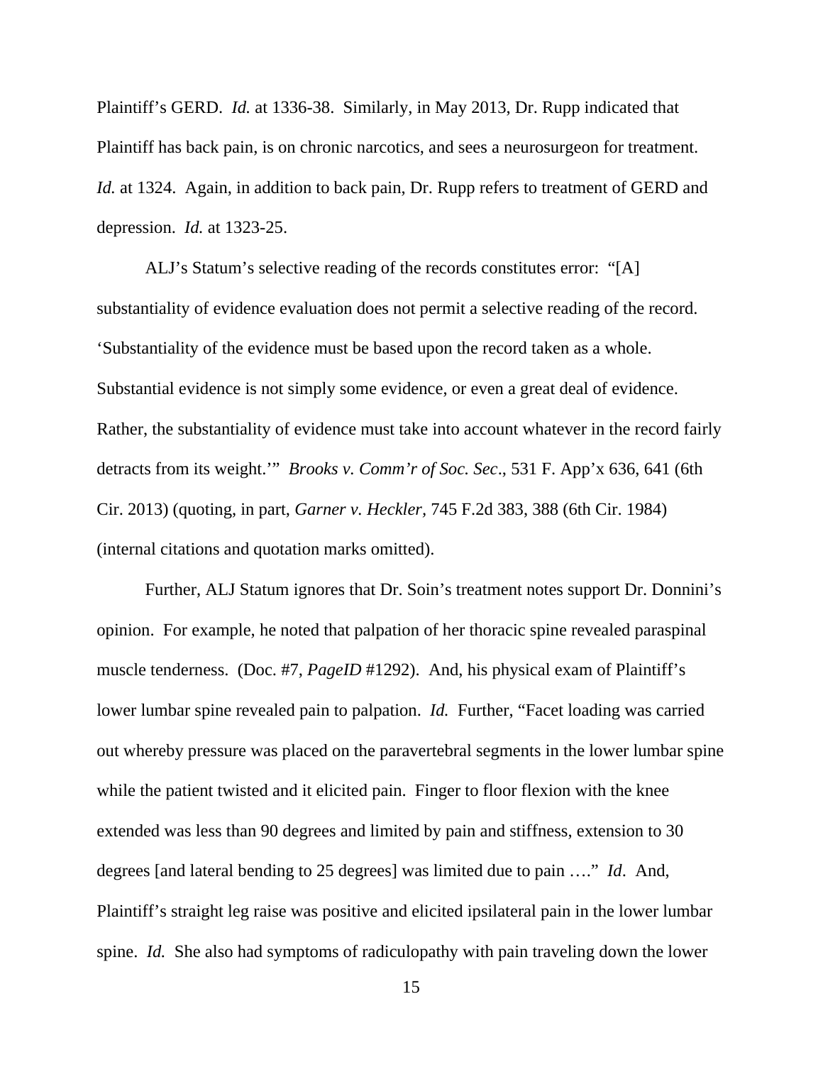Plaintiff's GERD. *Id.* at 1336-38. Similarly, in May 2013, Dr. Rupp indicated that Plaintiff has back pain, is on chronic narcotics, and sees a neurosurgeon for treatment. *Id.* at 1324. Again, in addition to back pain, Dr. Rupp refers to treatment of GERD and depression. *Id.* at 1323-25.

ALJ's Statum's selective reading of the records constitutes error: "[A] substantiality of evidence evaluation does not permit a selective reading of the record. 'Substantiality of the evidence must be based upon the record taken as a whole. Substantial evidence is not simply some evidence, or even a great deal of evidence. Rather, the substantiality of evidence must take into account whatever in the record fairly detracts from its weight.'" *Brooks v. Comm'r of Soc. Sec*., 531 F. App'x 636, 641 (6th Cir. 2013) (quoting, in part, *Garner v. Heckler*, 745 F.2d 383, 388 (6th Cir. 1984) (internal citations and quotation marks omitted).

Further, ALJ Statum ignores that Dr. Soin's treatment notes support Dr. Donnini's opinion. For example, he noted that palpation of her thoracic spine revealed paraspinal muscle tenderness. (Doc. #7, *PageID* #1292). And, his physical exam of Plaintiff's lower lumbar spine revealed pain to palpation. *Id.* Further, "Facet loading was carried out whereby pressure was placed on the paravertebral segments in the lower lumbar spine while the patient twisted and it elicited pain. Finger to floor flexion with the knee extended was less than 90 degrees and limited by pain and stiffness, extension to 30 degrees [and lateral bending to 25 degrees] was limited due to pain …." *Id*. And, Plaintiff's straight leg raise was positive and elicited ipsilateral pain in the lower lumbar spine. *Id.* She also had symptoms of radiculopathy with pain traveling down the lower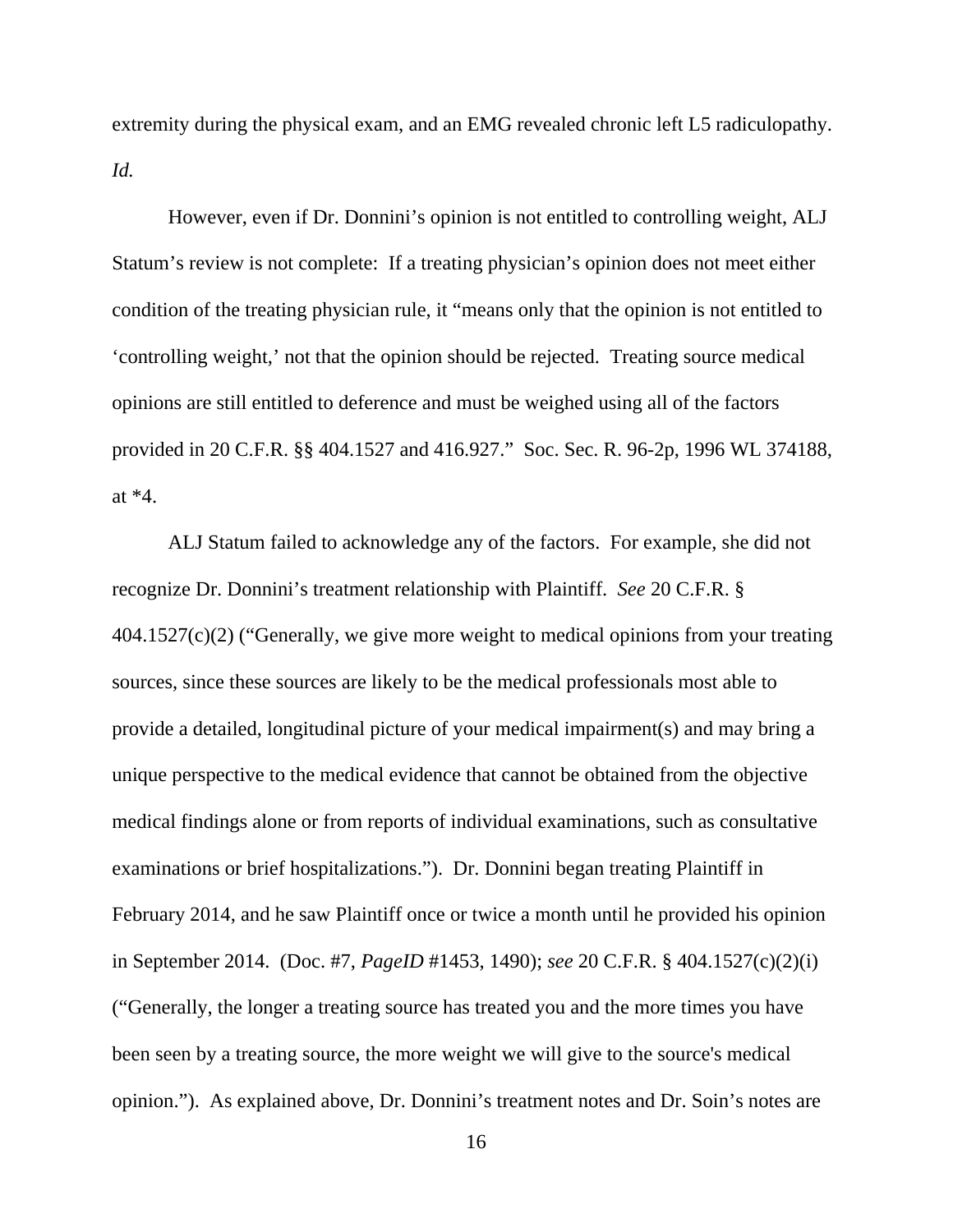extremity during the physical exam, and an EMG revealed chronic left L5 radiculopathy. *Id.*

However, even if Dr. Donnini's opinion is not entitled to controlling weight, ALJ Statum's review is not complete: If a treating physician's opinion does not meet either condition of the treating physician rule, it "means only that the opinion is not entitled to 'controlling weight,' not that the opinion should be rejected. Treating source medical opinions are still entitled to deference and must be weighed using all of the factors provided in 20 C.F.R. §§ 404.1527 and 416.927." Soc. Sec. R. 96-2p, 1996 WL 374188, at *4.

ALJ Statum failed to acknowledge any of the factors. For example, she did not recognize Dr. Donnini's treatment relationship with Plaintiff. *See* 20 C.F.R. § 404.1527(c)(2) ("Generally, we give more weight to medical opinions from your treating sources, since these sources are likely to be the medical professionals most able to provide a detailed, longitudinal picture of your medical impairment(s) and may bring a unique perspective to the medical evidence that cannot be obtained from the objective medical findings alone or from reports of individual examinations, such as consultative examinations or brief hospitalizations."). Dr. Donnini began treating Plaintiff in February 2014, and he saw Plaintiff once or twice a month until he provided his opinion in September 2014. (Doc. #7, *PageID* #1453, 1490); *see* 20 C.F.R. § 404.1527(c)(2)(i) ("Generally, the longer a treating source has treated you and the more times you have been seen by a treating source, the more weight we will give to the source's medical opinion."). As explained above, Dr. Donnini's treatment notes and Dr. Soin's notes are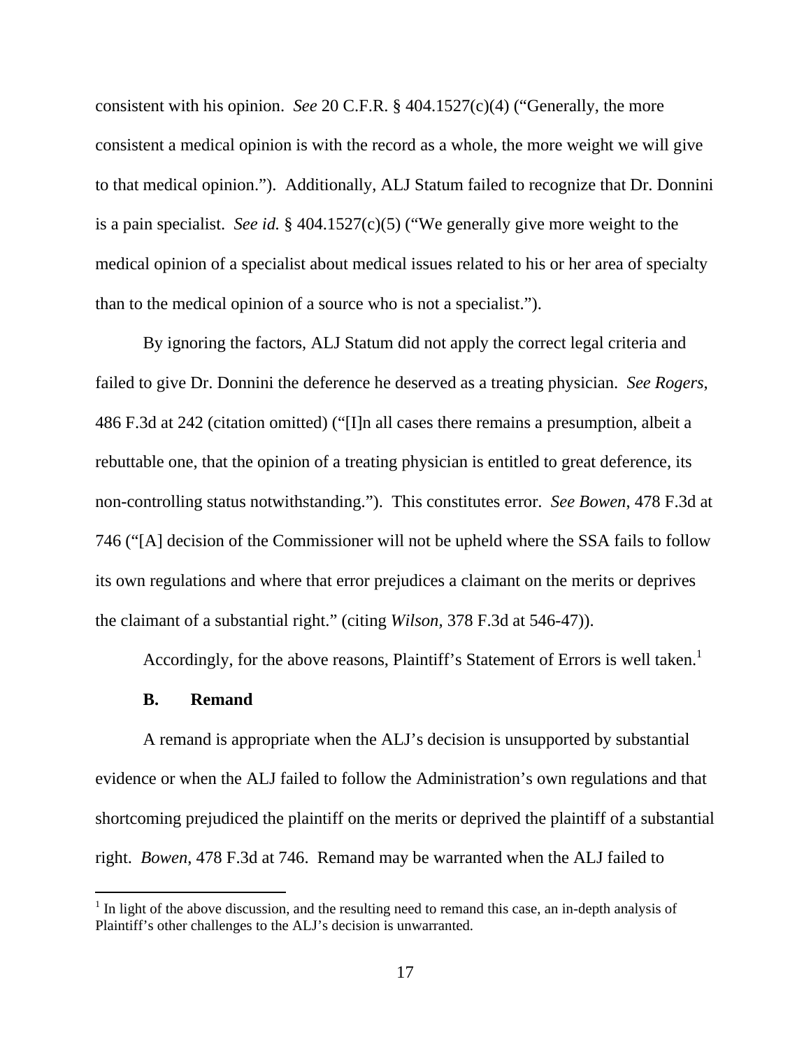consistent with his opinion. *See* 20 C.F.R. § 404.1527(c)(4) ("Generally, the more consistent a medical opinion is with the record as a whole, the more weight we will give to that medical opinion."). Additionally, ALJ Statum failed to recognize that Dr. Donnini is a pain specialist. *See id.* § 404.1527(c)(5) ("We generally give more weight to the medical opinion of a specialist about medical issues related to his or her area of specialty than to the medical opinion of a source who is not a specialist.").

By ignoring the factors, ALJ Statum did not apply the correct legal criteria and failed to give Dr. Donnini the deference he deserved as a treating physician. *See Rogers*, 486 F.3d at 242 (citation omitted) ("[I]n all cases there remains a presumption, albeit a rebuttable one, that the opinion of a treating physician is entitled to great deference, its non-controlling status notwithstanding."). This constitutes error. *See Bowen*, 478 F.3d at 746 ("[A] decision of the Commissioner will not be upheld where the SSA fails to follow its own regulations and where that error prejudices a claimant on the merits or deprives the claimant of a substantial right." (citing *Wilson*, 378 F.3d at 546-47)).

Accordingly, for the above reasons, Plaintiff's Statement of Errors is well taken.[1]

**B. Remand**

A remand is appropriate when the ALJ's decision is unsupported by substantial evidence or when the ALJ failed to follow the Administration's own regulations and that shortcoming prejudiced the plaintiff on the merits or deprived the plaintiff of a substantial right. *Bowen*, 478 F.3d at 746. Remand may be warranted when the ALJ failed to

[1] In light of the above discussion, and the resulting need to remand this case, an in-depth analysis of Plaintiff's other challenges to the ALJ's decision is unwarranted.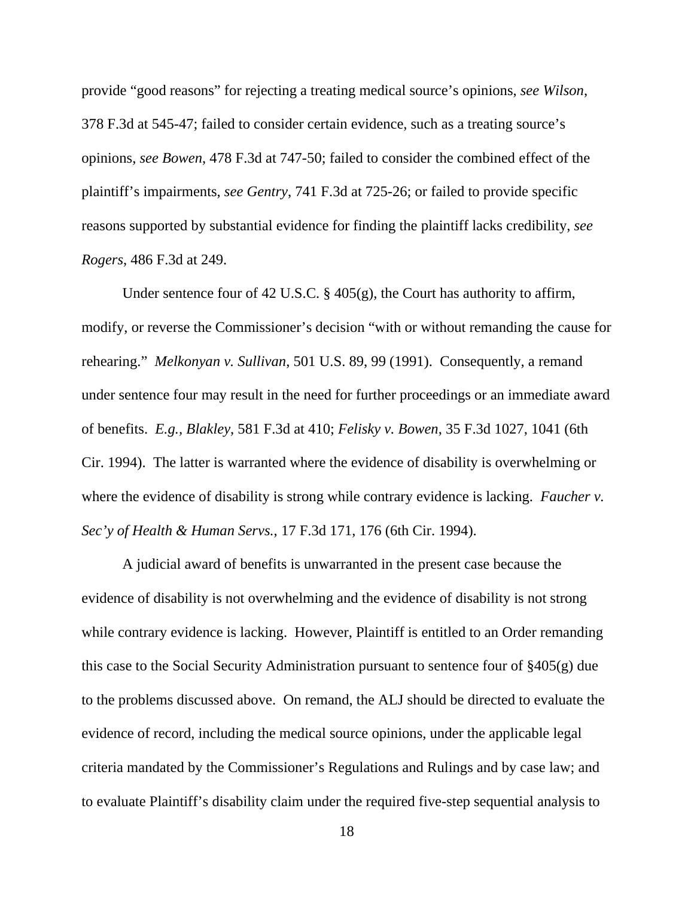provide "good reasons" for rejecting a treating medical source's opinions, *see Wilson*, 378 F.3d at 545-47; failed to consider certain evidence, such as a treating source's opinions, *see Bowen*, 478 F.3d at 747-50; failed to consider the combined effect of the plaintiff's impairments, *see Gentry*, 741 F.3d at 725-26; or failed to provide specific reasons supported by substantial evidence for finding the plaintiff lacks credibility, *see Rogers*, 486 F.3d at 249.

Under sentence four of 42 U.S.C. § 405(g), the Court has authority to affirm, modify, or reverse the Commissioner's decision "with or without remanding the cause for rehearing." *Melkonyan v. Sullivan*, 501 U.S. 89, 99 (1991). Consequently, a remand under sentence four may result in the need for further proceedings or an immediate award of benefits. *E.g.*, *Blakley*, 581 F.3d at 410; *Felisky v. Bowen*, 35 F.3d 1027, 1041 (6th Cir. 1994). The latter is warranted where the evidence of disability is overwhelming or where the evidence of disability is strong while contrary evidence is lacking. *Faucher v. Sec'y of Health & Human Servs.*, 17 F.3d 171, 176 (6th Cir. 1994).

A judicial award of benefits is unwarranted in the present case because the evidence of disability is not overwhelming and the evidence of disability is not strong while contrary evidence is lacking. However, Plaintiff is entitled to an Order remanding this case to the Social Security Administration pursuant to sentence four of §405(g) due to the problems discussed above. On remand, the ALJ should be directed to evaluate the evidence of record, including the medical source opinions, under the applicable legal criteria mandated by the Commissioner's Regulations and Rulings and by case law; and to evaluate Plaintiff's disability claim under the required five-step sequential analysis to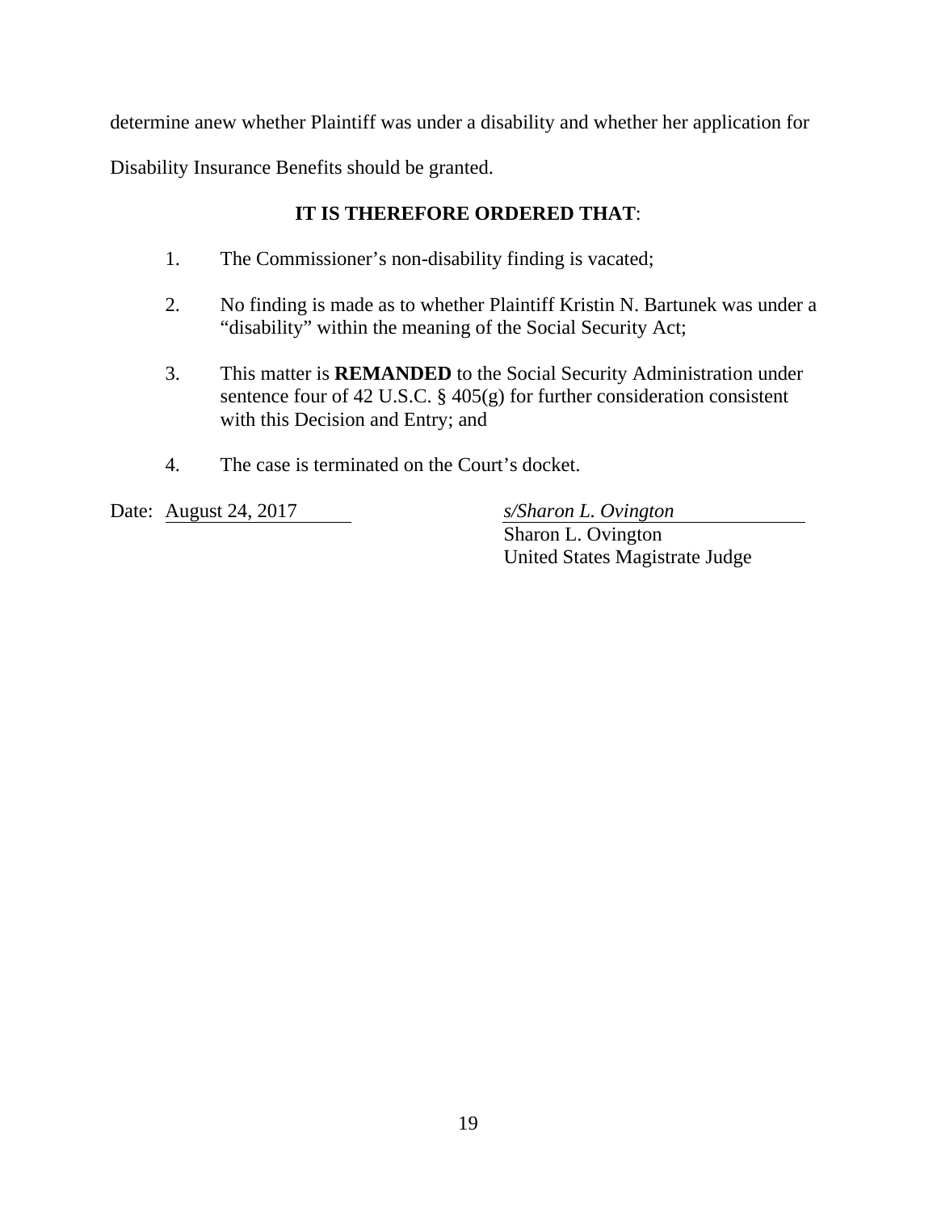determine anew whether Plaintiff was under a disability and whether her application for Disability Insurance Benefits should be granted.

**IT IS THEREFORE ORDERED THAT**:

1. The Commissioner's non-disability finding is vacated;

2. No finding is made as to whether Plaintiff Kristin N. Bartunek was under a "disability" within the meaning of the Social Security Act;

3. This matter is **REMANDED** to the Social Security Administration under sentence four of 42 U.S.C. § 405(g) for further consideration consistent with this Decision and Entry; and

4. The case is terminated on the Court's docket.

Date: August 24, 2017

*s/Sharon L. Ovington*
Sharon L. Ovington
United States Magistrate Judge